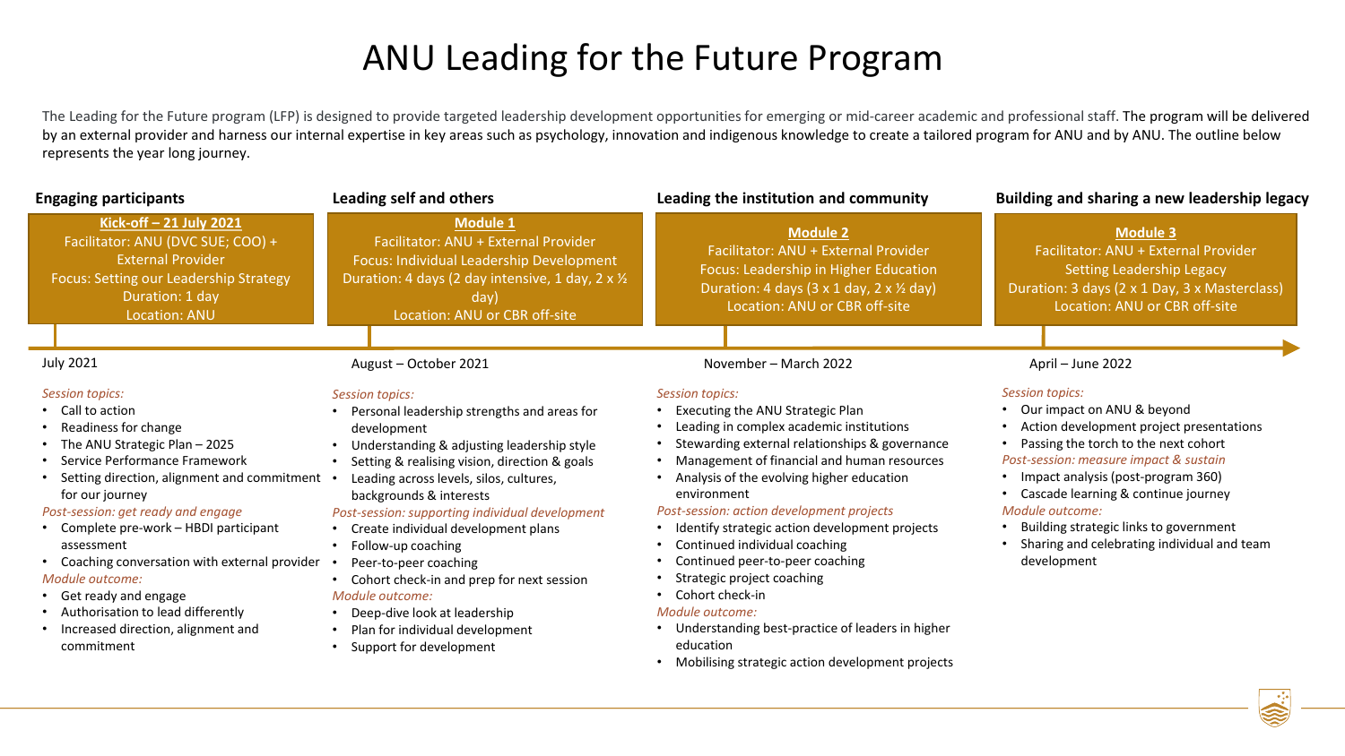# ANU Leading for the Future Program

The Leading for the Future program (LFP) is designed to provide targeted leadership development opportunities for emerging or mid-career academic and professional staff. The program will be delivered by an external provider and harness our internal expertise in key areas such as psychology, innovation and indigenous knowledge to create a tailored program for ANU and by ANU. The outline below represents the year long journey.

## Engaging participants

**Kick-off – 21 July 2021**
Facilitator: ANU (DVC SUE; COO) + External Provider
Focus: Setting our Leadership Strategy
Duration: 1 day
Location: ANU

July 2021

*Session topics:*

- Call to action
- Readiness for change
- The ANU Strategic Plan – 2025
- Service Performance Framework
- Setting direction, alignment and commitment for our journey

*Post-session: get ready and engage*

- Complete pre-work – HBDI participant assessment
- Coaching conversation with external provider

*Module outcome:*

- Get ready and engage
- Authorisation to lead differently
- Increased direction, alignment and commitment

## Leading self and others

**Module 1**
Facilitator: ANU + External Provider
Focus: Individual Leadership Development
Duration: 4 days (2 day intensive, 1 day, 2 x ½ day)
Location: ANU or CBR off-site

August – October 2021

*Session topics:*

- Personal leadership strengths and areas for development
- Understanding & adjusting leadership style
- Setting & realising vision, direction & goals
- Leading across levels, silos, cultures, backgrounds & interests

*Post-session: supporting individual development*

- Create individual development plans
- Follow-up coaching
- Peer-to-peer coaching
- Cohort check-in and prep for next session

*Module outcome:*

- Deep-dive look at leadership
- Plan for individual development
- Support for development

## Leading the institution and community

**Module 2**
Facilitator: ANU + External Provider
Focus: Leadership in Higher Education
Duration: 4 days (3 x 1 day, 2 x ½ day)
Location: ANU or CBR off-site

November – March 2022

*Session topics:*

- Executing the ANU Strategic Plan
- Leading in complex academic institutions
- Stewarding external relationships & governance
- Management of financial and human resources
- Analysis of the evolving higher education environment

*Post-session: action development projects*

- Identify strategic action development projects
- Continued individual coaching
- Continued peer-to-peer coaching
- Strategic project coaching
- Cohort check-in

*Module outcome:*

- Understanding best-practice of leaders in higher education
- Mobilising strategic action development projects

## Building and sharing a new leadership legacy

**Module 3**
Facilitator: ANU + External Provider
Setting Leadership Legacy
Duration: 3 days (2 x 1 Day, 3 x Masterclass)
Location: ANU or CBR off-site

April – June 2022

*Session topics:*

- Our impact on ANU & beyond
- Action development project presentations
- Passing the torch to the next cohort

*Post-session: measure impact & sustain*

- Impact analysis (post-program 360)
- Cascade learning & continue journey

*Module outcome:*

- Building strategic links to government
- Sharing and celebrating individual and team development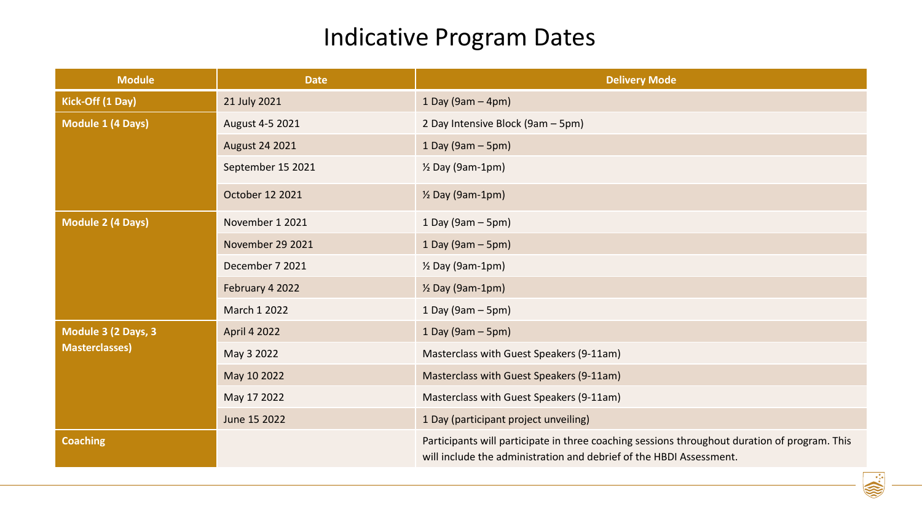# Indicative Program Dates

| Module | Date | Delivery Mode |
|---|---|---|
| **Kick-Off (1 Day)** | 21 July 2021 | 1 Day (9am – 4pm) |
| **Module 1 (4 Days)** | August 4-5 2021 | 2 Day Intensive Block (9am – 5pm) |
| | August 24 2021 | 1 Day (9am – 5pm) |
| | September 15 2021 | ½ Day (9am-1pm) |
| | October 12 2021 | ½ Day (9am-1pm) |
| **Module 2 (4 Days)** | November 1 2021 | 1 Day (9am – 5pm) |
| | November 29 2021 | 1 Day (9am – 5pm) |
| | December 7 2021 | ½ Day (9am-1pm) |
| | February 4 2022 | ½ Day (9am-1pm) |
| | March 1 2022 | 1 Day (9am – 5pm) |
| **Module 3 (2 Days, 3 Masterclasses)** | April 4 2022 | 1 Day (9am – 5pm) |
| | May 3 2022 | Masterclass with Guest Speakers (9-11am) |
| | May 10 2022 | Masterclass with Guest Speakers (9-11am) |
| | May 17 2022 | Masterclass with Guest Speakers (9-11am) |
| | June 15 2022 | 1 Day (participant project unveiling) |
| **Coaching** | | Participants will participate in three coaching sessions throughout duration of program. This will include the administration and debrief of the HBDI Assessment. |